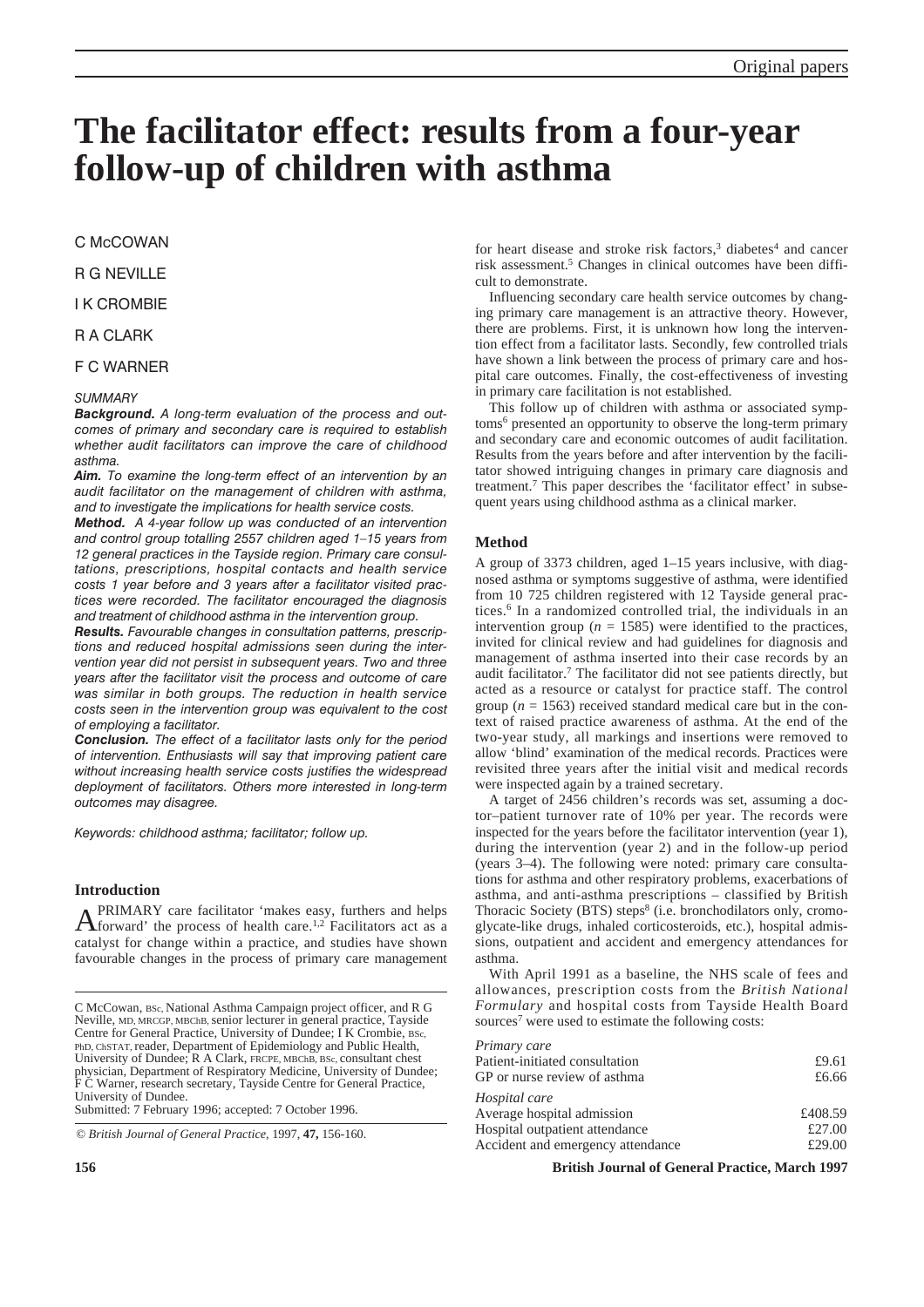Original papers

# The facilitator effect: results from a four-year follow-up of children with asthma

C McCOWAN

R G NEVILLE

I K CROMBIE

R A CLARK

F C WARNER

*SUMMARY*

***Background.*** *A long-term evaluation of the process and outcomes of primary and secondary care is required to establish whether audit facilitators can improve the care of childhood asthma.*

***Aim.*** *To examine the long-term effect of an intervention by an audit facilitator on the management of children with asthma, and to investigate the implications for health service costs.*

***Method.*** *A 4-year follow up was conducted of an intervention and control group totalling 2557 children aged 1–15 years from 12 general practices in the Tayside region. Primary care consultations, prescriptions, hospital contacts and health service costs 1 year before and 3 years after a facilitator visited practices were recorded. The facilitator encouraged the diagnosis and treatment of childhood asthma in the intervention group.*

***Results.*** *Favourable changes in consultation patterns, prescriptions and reduced hospital admissions seen during the intervention year did not persist in subsequent years. Two and three years after the facilitator visit the process and outcome of care was similar in both groups. The reduction in health service costs seen in the intervention group was equivalent to the cost of employing a facilitator.*

***Conclusion.*** *The effect of a facilitator lasts only for the period of intervention. Enthusiasts will say that improving patient care without increasing health service costs justifies the widespread deployment of facilitators. Others more interested in long-term outcomes may disagree.*

*Keywords: childhood asthma; facilitator; follow up.*

## Introduction

A PRIMARY care facilitator 'makes easy, furthers and helps forward' the process of health care.[1,2] Facilitators act as a catalyst for change within a practice, and studies have shown favourable changes in the process of primary care management for heart disease and stroke risk factors,[3] diabetes[4] and cancer risk assessment.[5] Changes in clinical outcomes have been difficult to demonstrate.

Influencing secondary care health service outcomes by changing primary care management is an attractive theory. However, there are problems. First, it is unknown how long the intervention effect from a facilitator lasts. Secondly, few controlled trials have shown a link between the process of primary care and hospital care outcomes. Finally, the cost-effectiveness of investing in primary care facilitation is not established.

This follow up of children with asthma or associated symptoms[6] presented an opportunity to observe the long-term primary and secondary care and economic outcomes of audit facilitation. Results from the years before and after intervention by the facilitator showed intriguing changes in primary care diagnosis and treatment.[7] This paper describes the 'facilitator effect' in subsequent years using childhood asthma as a clinical marker.

C McCowan, BSc, National Asthma Campaign project officer, and R G Neville, MD, MRCGP, MBChB, senior lecturer in general practice, Tayside Centre for General Practice, University of Dundee; I K Crombie, BSc, PhD, CStat, reader, Department of Epidemiology and Public Health, University of Dundee; R A Clark, FRCPE, MBChB, BSc, consultant chest physician, Department of Respiratory Medicine, University of Dundee; F C Warner, research secretary, Tayside Centre for General Practice, University of Dundee.
Submitted: 7 February 1996; accepted: 7 October 1996.

© *British Journal of General Practice*, 1997, **47,** 156-160.

## Method

A group of 3373 children, aged 1–15 years inclusive, with diagnosed asthma or symptoms suggestive of asthma, were identified from 10 725 children registered with 12 Tayside general practices.[6] In a randomized controlled trial, the individuals in an intervention group ($n$ = 1585) were identified to the practices, invited for clinical review and had guidelines for diagnosis and management of asthma inserted into their case records by an audit facilitator.[7] The facilitator did not see patients directly, but acted as a resource or catalyst for practice staff. The control group ($n$ = 1563) received standard medical care but in the context of raised practice awareness of asthma. At the end of the two-year study, all markings and insertions were removed to allow 'blind' examination of the medical records. Practices were revisited three years after the initial visit and medical records were inspected again by a trained secretary.

A target of 2456 children's records was set, assuming a doctor–patient turnover rate of 10% per year. The records were inspected for the years before the facilitator intervention (year 1), during the intervention (year 2) and in the follow-up period (years 3–4). The following were noted: primary care consultations for asthma and other respiratory problems, exacerbations of asthma, and anti-asthma prescriptions – classified by British Thoracic Society (BTS) steps[8] (i.e. bronchodilators only, cromoglycate-like drugs, inhaled corticosteroids, etc.), hospital admissions, outpatient and accident and emergency attendances for asthma.

With April 1991 as a baseline, the NHS scale of fees and allowances, prescription costs from the *British National Formulary* and hospital costs from Tayside Health Board sources[7] were used to estimate the following costs:

| | |
|---|---|
| *Primary care* | |
| Patient-initiated consultation | £9.61 |
| GP or nurse review of asthma | £6.66 |
| *Hospital care* | |
| Average hospital admission | £408.59 |
| Hospital outpatient attendance | £27.00 |
| Accident and emergency attendance | £29.00 |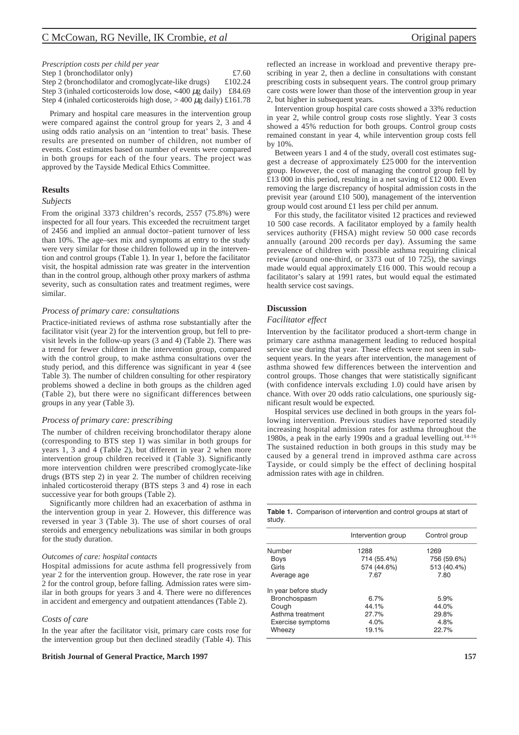*Prescription costs per child per year*

Step 1 (bronchodilator only) £7.60
Step 2 (bronchodilator and cromoglycate-like drugs) £102.24
Step 3 (inhaled corticosteroids low dose, <400 µg daily) £84.69
Step 4 (inhaled corticosteroids high dose, > 400 µg daily) £161.78

Primary and hospital care measures in the intervention group were compared against the control group for years 2, 3 and 4 using odds ratio analysis on an 'intention to treat' basis. These results are presented on number of children, not number of events. Cost estimates based on number of events were compared in both groups for each of the four years. The project was approved by the Tayside Medical Ethics Committee.

## Results

### Subjects

From the original 3373 children's records, 2557 (75.8%) were inspected for all four years. This exceeded the recruitment target of 2456 and implied an annual doctor–patient turnover of less than 10%. The age–sex mix and symptoms at entry to the study were very similar for those children followed up in the intervention and control groups (Table 1). In year 1, before the facilitator visit, the hospital admission rate was greater in the intervention than in the control group, although other proxy markers of asthma severity, such as consultation rates and treatment regimes, were similar.

### Process of primary care: consultations

Practice-initiated reviews of asthma rose substantially after the facilitator visit (year 2) for the intervention group, but fell to previsit levels in the follow-up years (3 and 4) (Table 2). There was a trend for fewer children in the intervention group, compared with the control group, to make asthma consultations over the study period, and this difference was significant in year 4 (see Table 3). The number of children consulting for other respiratory problems showed a decline in both groups as the children aged (Table 2), but there were no significant differences between groups in any year (Table 3).

### Process of primary care: prescribing

The number of children receiving bronchodilator therapy alone (corresponding to BTS step 1) was similar in both groups for years 1, 3 and 4 (Table 2), but different in year 2 when more intervention group children received it (Table 3). Significantly more intervention children were prescribed cromoglycate-like drugs (BTS step 2) in year 2. The number of children receiving inhaled corticosteroid therapy (BTS steps 3 and 4) rose in each successive year for both groups (Table 2).

Significantly more children had an exacerbation of asthma in the intervention group in year 2. However, this difference was reversed in year 3 (Table 3). The use of short courses of oral steroids and emergency nebulizations was similar in both groups for the study duration.

#### Outcomes of care: hospital contacts

Hospital admissions for acute asthma fell progressively from year 2 for the intervention group. However, the rate rose in year 2 for the control group, before falling. Admission rates were similar in both groups for years 3 and 4. There were no differences in accident and emergency and outpatient attendances (Table 2).

### Costs of care

In the year after the facilitator visit, primary care costs rose for the intervention group but then declined steadily (Table 4). This reflected an increase in workload and preventive therapy prescribing in year 2, then a decline in consultations with constant prescribing costs in subsequent years. The control group primary care costs were lower than those of the intervention group in year 2, but higher in subsequent years.

Intervention group hospital care costs showed a 33% reduction in year 2, while control group costs rose slightly. Year 3 costs showed a 45% reduction for both groups. Control group costs remained constant in year 4, while intervention group costs fell by 10%.

Between years 1 and 4 of the study, overall cost estimates suggest a decrease of approximately £25 000 for the intervention group. However, the cost of managing the control group fell by £13 000 in this period, resulting in a net saving of £12 000. Even removing the large discrepancy of hospital admission costs in the previsit year (around £10 500), management of the intervention group would cost around £1 less per child per annum.

For this study, the facilitator visited 12 practices and reviewed 10 500 case records. A facilitator employed by a family health services authority (FHSA) might review 50 000 case records annually (around 200 records per day). Assuming the same prevalence of children with possible asthma requiring clinical review (around one-third, or 3373 out of 10 725), the savings made would equal approximately £16 000. This would recoup a facilitator's salary at 1991 rates, but would equal the estimated health service cost savings.

## Discussion

### Facilitator effect

Intervention by the facilitator produced a short-term change in primary care asthma management leading to reduced hospital service use during that year. These effects were not seen in subsequent years. In the years after intervention, the management of asthma showed few differences between the intervention and control groups. Those changes that were statistically significant (with confidence intervals excluding 1.0) could have arisen by chance. With over 20 odds ratio calculations, one spuriously significant result would be expected.

Hospital services use declined in both groups in the years following intervention. Previous studies have reported steadily increasing hospital admission rates for asthma throughout the 1980s, a peak in the early 1990s and a gradual levelling out.[14-16] The sustained reduction in both groups in this study may be caused by a general trend in improved asthma care across Tayside, or could simply be the effect of declining hospital admission rates with age in children.

**Table 1.** Comparison of intervention and control groups at start of study.

| | Intervention group | Control group |
|---|---|---|
| Number | 1288 | 1269 |
| Boys | 714 (55.4%) | 756 (59.6%) |
| Girls | 574 (44.6%) | 513 (40.4%) |
| Average age | 7.67 | 7.80 |
| In year before study | | |
| Bronchospasm | 6.7% | 5.9% |
| Cough | 44.1% | 44.0% |
| Asthma treatment | 27.7% | 29.8% |
| Exercise symptoms | 4.0% | 4.8% |
| Wheezy | 19.1% | 22.7% |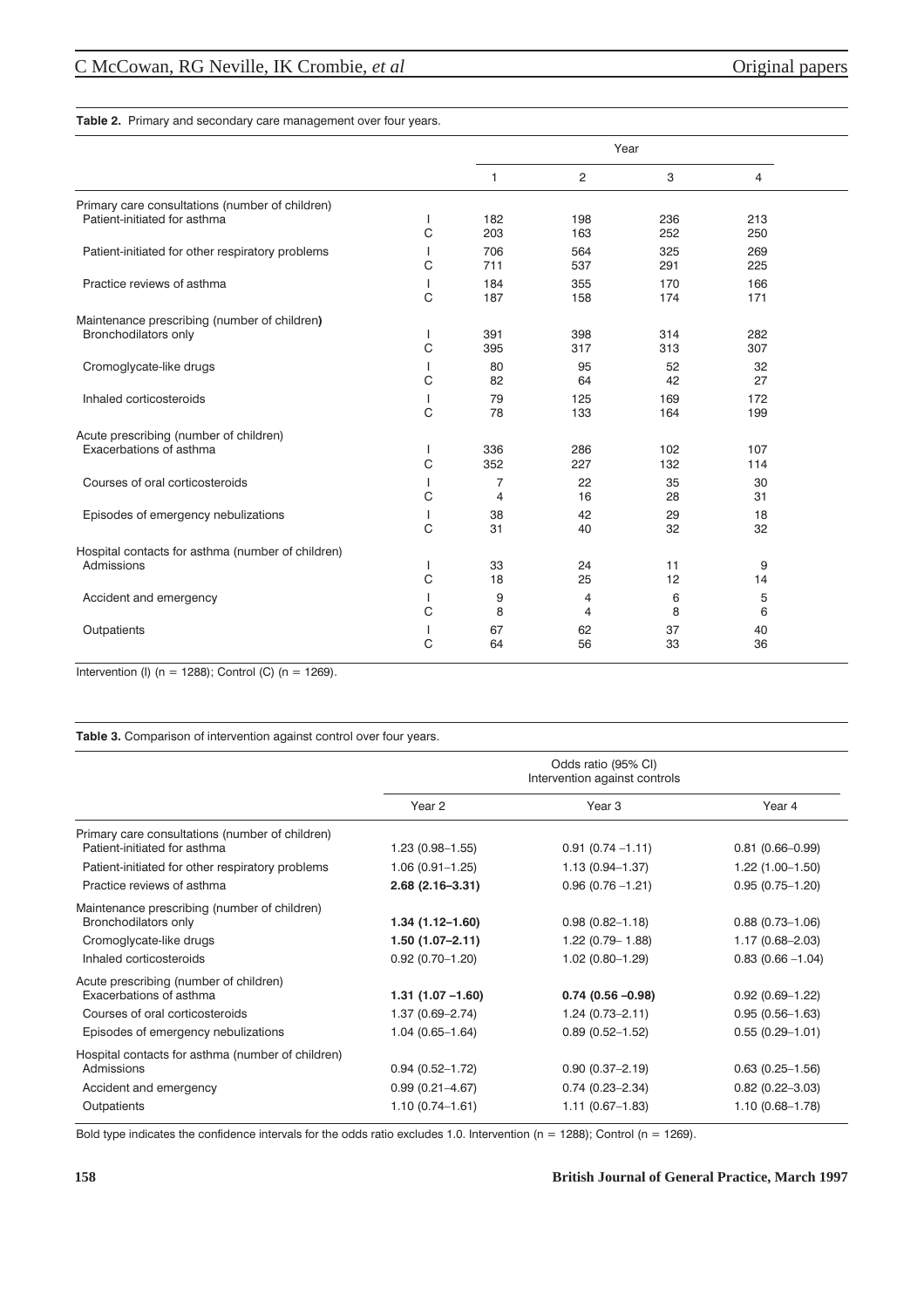**Table 2.** Primary and secondary care management over four years.

| | | Year | | | |
|---|---|---|---|---|---|
| | | 1 | 2 | 3 | 4 |
| Primary care consultations (number of children) | | | | | |
| Patient-initiated for asthma | I | 182 | 198 | 236 | 213 |
| | C | 203 | 163 | 252 | 250 |
| Patient-initiated for other respiratory problems | I | 706 | 564 | 325 | 269 |
| | C | 711 | 537 | 291 | 225 |
| Practice reviews of asthma | I | 184 | 355 | 170 | 166 |
| | C | 187 | 158 | 174 | 171 |
| Maintenance prescribing (number of children) | | | | | |
| Bronchodilators only | I | 391 | 398 | 314 | 282 |
| | C | 395 | 317 | 313 | 307 |
| Cromoglycate-like drugs | I | 80 | 95 | 52 | 32 |
| | C | 82 | 64 | 42 | 27 |
| Inhaled corticosteroids | I | 79 | 125 | 169 | 172 |
| | C | 78 | 133 | 164 | 199 |
| Acute prescribing (number of children) | | | | | |
| Exacerbations of asthma | I | 336 | 286 | 102 | 107 |
| | C | 352 | 227 | 132 | 114 |
| Courses of oral corticosteroids | I | 7 | 22 | 35 | 30 |
| | C | 4 | 16 | 28 | 31 |
| Episodes of emergency nebulizations | I | 38 | 42 | 29 | 18 |
| | C | 31 | 40 | 32 | 32 |
| Hospital contacts for asthma (number of children) | | | | | |
| Admissions | I | 33 | 24 | 11 | 9 |
| | C | 18 | 25 | 12 | 14 |
| Accident and emergency | I | 9 | 4 | 6 | 5 |
| | C | 8 | 4 | 8 | 6 |
| Outpatients | I | 67 | 62 | 37 | 40 |
| | C | 64 | 56 | 33 | 36 |

Intervention (I) (n = 1288); Control (C) (n = 1269).

**Table 3.** Comparison of intervention against control over four years.

| | Odds ratio (95% CI) Intervention against controls | | |
|---|---|---|---|
| | Year 2 | Year 3 | Year 4 |
| Primary care consultations (number of children) | | | |
| Patient-initiated for asthma | 1.23 (0.98–1.55) | 0.91 (0.74 –1.11) | 0.81 (0.66–0.99) |
| Patient-initiated for other respiratory problems | 1.06 (0.91–1.25) | 1.13 (0.94–1.37) | 1.22 (1.00–1.50) |
| Practice reviews of asthma | **2.68 (2.16–3.31)** | 0.96 (0.76 –1.21) | 0.95 (0.75–1.20) |
| Maintenance prescribing (number of children) | | | |
| Bronchodilators only | **1.34 (1.12–1.60)** | 0.98 (0.82–1.18) | 0.88 (0.73–1.06) |
| Cromoglycate-like drugs | **1.50 (1.07–2.11)** | 1.22 (0.79– 1.88) | 1.17 (0.68–2.03) |
| Inhaled corticosteroids | 0.92 (0.70–1.20) | 1.02 (0.80–1.29) | 0.83 (0.66 –1.04) |
| Acute prescribing (number of children) | | | |
| Exacerbations of asthma | **1.31 (1.07 –1.60)** | **0.74 (0.56 –0.98)** | 0.92 (0.69–1.22) |
| Courses of oral corticosteroids | 1.37 (0.69–2.74) | 1.24 (0.73–2.11) | 0.95 (0.56–1.63) |
| Episodes of emergency nebulizations | 1.04 (0.65–1.64) | 0.89 (0.52–1.52) | 0.55 (0.29–1.01) |
| Hospital contacts for asthma (number of children) | | | |
| Admissions | 0.94 (0.52–1.72) | 0.90 (0.37–2.19) | 0.63 (0.25–1.56) |
| Accident and emergency | 0.99 (0.21–4.67) | 0.74 (0.23–2.34) | 0.82 (0.22–3.03) |
| Outpatients | 1.10 (0.74–1.61) | 1.11 (0.67–1.83) | 1.10 (0.68–1.78) |

Bold type indicates the confidence intervals for the odds ratio excludes 1.0. Intervention (n = 1288); Control (n = 1269).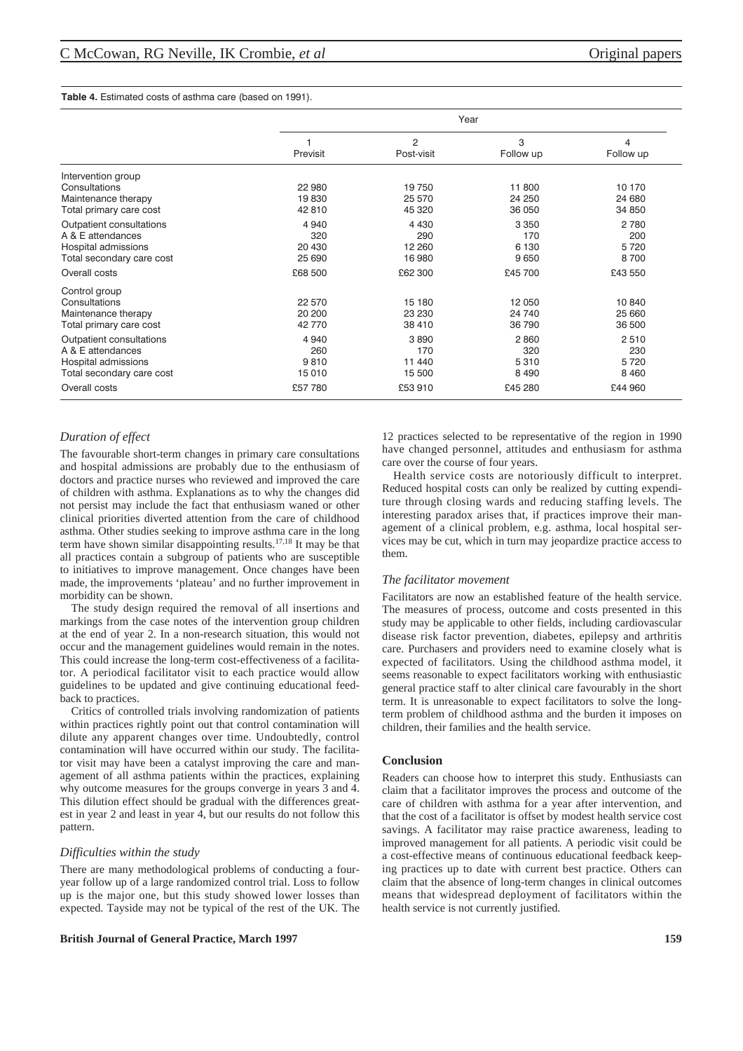**Table 4.** Estimated costs of asthma care (based on 1991).

| | Year | | | |
|---|---|---|---|---|
| | 1 Previsit | 2 Post-visit | 3 Follow up | 4 Follow up |
| Intervention group | | | | |
| Consultations | 22 980 | 19 750 | 11 800 | 10 170 |
| Maintenance therapy | 19 830 | 25 570 | 24 250 | 24 680 |
| Total primary care cost | 42 810 | 45 320 | 36 050 | 34 850 |
| Outpatient consultations | 4 940 | 4 430 | 3 350 | 2 780 |
| A & E attendances | 320 | 290 | 170 | 200 |
| Hospital admissions | 20 430 | 12 260 | 6 130 | 5 720 |
| Total secondary care cost | 25 690 | 16 980 | 9 650 | 8 700 |
| Overall costs | £68 500 | £62 300 | £45 700 | £43 550 |
| Control group | | | | |
| Consultations | 22 570 | 15 180 | 12 050 | 10 840 |
| Maintenance therapy | 20 200 | 23 230 | 24 740 | 25 660 |
| Total primary care cost | 42 770 | 38 410 | 36 790 | 36 500 |
| Outpatient consultations | 4 940 | 3 890 | 2 860 | 2 510 |
| A & E attendances | 260 | 170 | 320 | 230 |
| Hospital admissions | 9 810 | 11 440 | 5 310 | 5 720 |
| Total secondary care cost | 15 010 | 15 500 | 8 490 | 8 460 |
| Overall costs | £57 780 | £53 910 | £45 280 | £44 960 |

### *Duration of effect*

The favourable short-term changes in primary care consultations and hospital admissions are probably due to the enthusiasm of doctors and practice nurses who reviewed and improved the care of children with asthma. Explanations as to why the changes did not persist may include the fact that enthusiasm waned or other clinical priorities diverted attention from the care of childhood asthma. Other studies seeking to improve asthma care in the long term have shown similar disappointing results.[17,18] It may be that all practices contain a subgroup of patients who are susceptible to initiatives to improve management. Once changes have been made, the improvements 'plateau' and no further improvement in morbidity can be shown.

The study design required the removal of all insertions and markings from the case notes of the intervention group children at the end of year 2. In a non-research situation, this would not occur and the management guidelines would remain in the notes. This could increase the long-term cost-effectiveness of a facilitator. A periodical facilitator visit to each practice would allow guidelines to be updated and give continuing educational feedback to practices.

Critics of controlled trials involving randomization of patients within practices rightly point out that control contamination will dilute any apparent changes over time. Undoubtedly, control contamination will have occurred within our study. The facilitator visit may have been a catalyst improving the care and management of all asthma patients within the practices, explaining why outcome measures for the groups converge in years 3 and 4. This dilution effect should be gradual with the differences greatest in year 2 and least in year 4, but our results do not follow this pattern.

### *Difficulties within the study*

There are many methodological problems of conducting a four-year follow up of a large randomized control trial. Loss to follow up is the major one, but this study showed lower losses than expected. Tayside may not be typical of the rest of the UK. The 12 practices selected to be representative of the region in 1990 have changed personnel, attitudes and enthusiasm for asthma care over the course of four years.

Health service costs are notoriously difficult to interpret. Reduced hospital costs can only be realized by cutting expenditure through closing wards and reducing staffing levels. The interesting paradox arises that, if practices improve their management of a clinical problem, e.g. asthma, local hospital services may be cut, which in turn may jeopardize practice access to them.

### *The facilitator movement*

Facilitators are now an established feature of the health service. The measures of process, outcome and costs presented in this study may be applicable to other fields, including cardiovascular disease risk factor prevention, diabetes, epilepsy and arthritis care. Purchasers and providers need to examine closely what is expected of facilitators. Using the childhood asthma model, it seems reasonable to expect facilitators working with enthusiastic general practice staff to alter clinical care favourably in the short term. It is unreasonable to expect facilitators to solve the long-term problem of childhood asthma and the burden it imposes on children, their families and the health service.

## Conclusion

Readers can choose how to interpret this study. Enthusiasts can claim that a facilitator improves the process and outcome of the care of children with asthma for a year after intervention, and that the cost of a facilitator is offset by modest health service cost savings. A facilitator may raise practice awareness, leading to improved management for all patients. A periodic visit could be a cost-effective means of continuous educational feedback keeping practices up to date with current best practice. Others can claim that the absence of long-term changes in clinical outcomes means that widespread deployment of facilitators within the health service is not currently justified.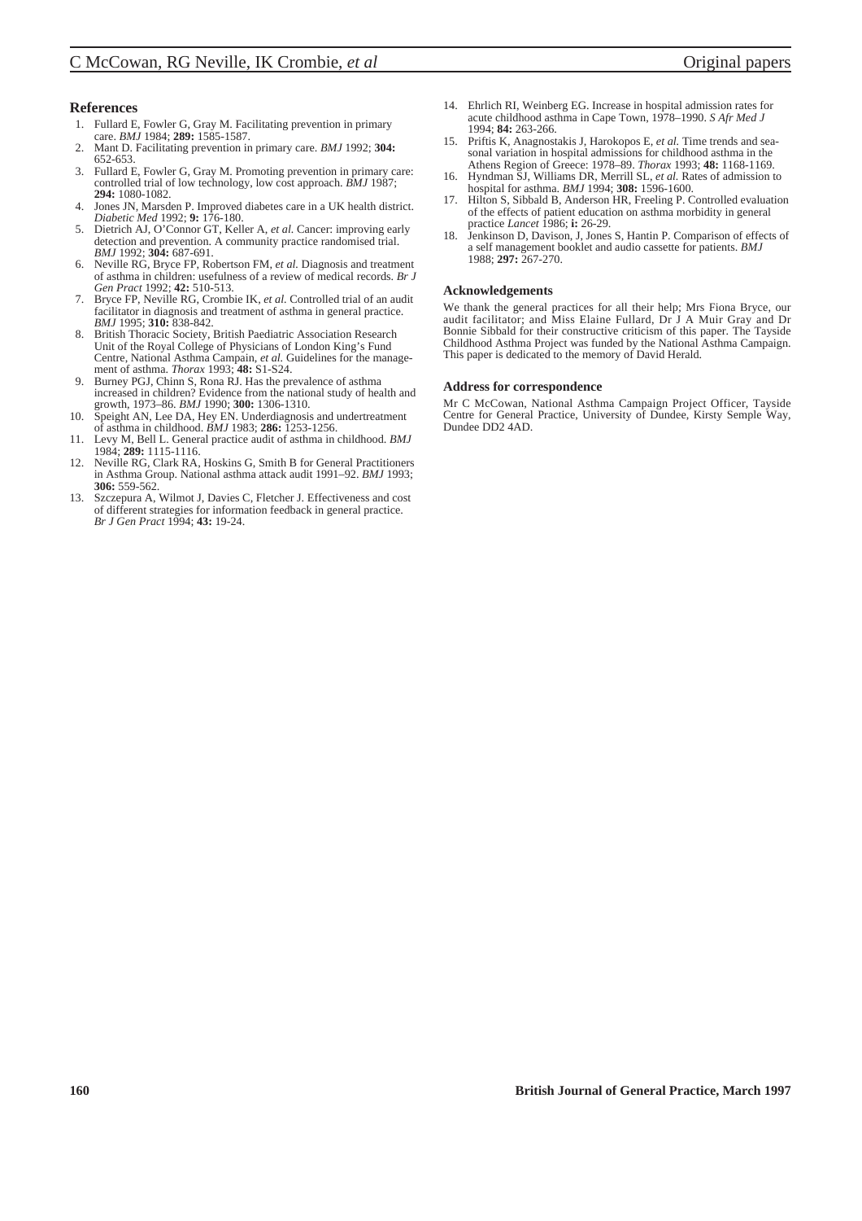## References

1. Fullard E, Fowler G, Gray M. Facilitating prevention in primary care. *BMJ* 1984; **289:** 1585-1587.
2. Mant D. Facilitating prevention in primary care. *BMJ* 1992; **304:** 652-653.
3. Fullard E, Fowler G, Gray M. Promoting prevention in primary care: controlled trial of low technology, low cost approach. *BMJ* 1987; **294:** 1080-1082.
4. Jones JN, Marsden P. Improved diabetes care in a UK health district. *Diabetic Med* 1992; **9:** 176-180.
5. Dietrich AJ, O'Connor GT, Keller A, *et al.* Cancer: improving early detection and prevention. A community practice randomised trial. *BMJ* 1992; **304:** 687-691.
6. Neville RG, Bryce FP, Robertson FM, *et al.* Diagnosis and treatment of asthma in children: usefulness of a review of medical records. *Br J Gen Pract* 1992; **42:** 510-513.
7. Bryce FP, Neville RG, Crombie IK, *et al.* Controlled trial of an audit facilitator in diagnosis and treatment of asthma in general practice. *BMJ* 1995; **310:** 838-842.
8. British Thoracic Society, British Paediatric Association Research Unit of the Royal College of Physicians of London King's Fund Centre, National Asthma Campain, *et al.* Guidelines for the management of asthma. *Thorax* 1993; **48:** S1-S24.
9. Burney PGJ, Chinn S, Rona RJ. Has the prevalence of asthma increased in children? Evidence from the national study of health and growth, 1973–86. *BMJ* 1990; **300:** 1306-1310.
10. Speight AN, Lee DA, Hey EN. Underdiagnosis and undertreatment of asthma in childhood. *BMJ* 1983; **286:** 1253-1256.
11. Levy M, Bell L. General practice audit of asthma in childhood. *BMJ* 1984; **289:** 1115-1116.
12. Neville RG, Clark RA, Hoskins G, Smith B for General Practitioners in Asthma Group. National asthma attack audit 1991–92. *BMJ* 1993; **306:** 559-562.
13. Szczepura A, Wilmot J, Davies C, Fletcher J. Effectiveness and cost of different strategies for information feedback in general practice. *Br J Gen Pract* 1994; **43:** 19-24.
14. Ehrlich RI, Weinberg EG. Increase in hospital admission rates for acute childhood asthma in Cape Town, 1978–1990. *S Afr Med J* 1994; **84:** 263-266.
15. Priftis K, Anagnostakis J, Harokopos E, *et al.* Time trends and seasonal variation in hospital admissions for childhood asthma in the Athens Region of Greece: 1978–89. *Thorax* 1993; **48:** 1168-1169.
16. Hyndman SJ, Williams DR, Merrill SL, *et al.* Rates of admission to hospital for asthma. *BMJ* 1994; **308:** 1596-1600.
17. Hilton S, Sibbald B, Anderson HR, Freeling P. Controlled evaluation of the effects of patient education on asthma morbidity in general practice *Lancet* 1986; **i:** 26-29.
18. Jenkinson D, Davison, J, Jones S, Hantin P. Comparison of effects of a self management booklet and audio cassette for patients. *BMJ* 1988; **297:** 267-270.

### Acknowledgements

We thank the general practices for all their help; Mrs Fiona Bryce, our audit facilitator; and Miss Elaine Fullard, Dr J A Muir Gray and Dr Bonnie Sibbald for their constructive criticism of this paper. The Tayside Childhood Asthma Project was funded by the National Asthma Campaign. This paper is dedicated to the memory of David Herald.

### Address for correspondence

Mr C McCowan, National Asthma Campaign Project Officer, Tayside Centre for General Practice, University of Dundee, Kirsty Semple Way, Dundee DD2 4AD.